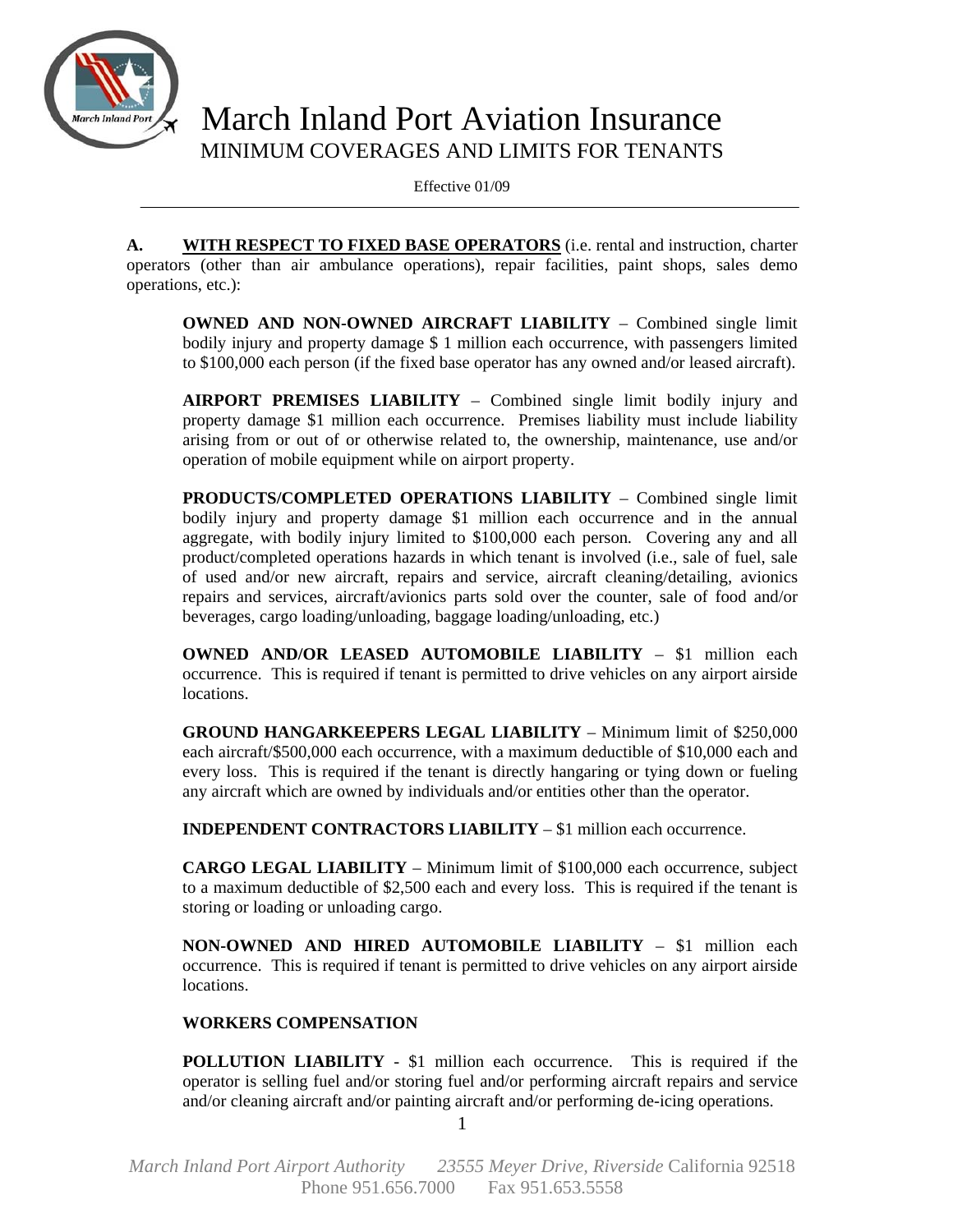# March Inland Port Aviation Insurance

## MINIMUM COVERAGES AND LIMITS FOR TENANTS

Effective 01/09

---

**A. <u>WITH RESPECT TO FIXED BASE OPERATORS</u>** (i.e. rental and instruction, charter operators (other than air ambulance operations), repair facilities, paint shops, sales demo operations, etc.):

**OWNED AND NON-OWNED AIRCRAFT LIABILITY** – Combined single limit bodily injury and property damage $ 1 million each occurrence, with passengers limited to $100,000 each person (if the fixed base operator has any owned and/or leased aircraft).

**AIRPORT PREMISES LIABILITY** – Combined single limit bodily injury and property damage $1 million each occurrence. Premises liability must include liability arising from or out of or otherwise related to, the ownership, maintenance, use and/or operation of mobile equipment while on airport property.

**PRODUCTS/COMPLETED OPERATIONS LIABILITY** – Combined single limit bodily injury and property damage $1 million each occurrence and in the annual aggregate, with bodily injury limited to $100,000 each person. Covering any and all product/completed operations hazards in which tenant is involved (i.e., sale of fuel, sale of used and/or new aircraft, repairs and service, aircraft cleaning/detailing, avionics repairs and services, aircraft/avionics parts sold over the counter, sale of food and/or beverages, cargo loading/unloading, baggage loading/unloading, etc.)

**OWNED AND/OR LEASED AUTOMOBILE LIABILITY** – $1 million each occurrence. This is required if tenant is permitted to drive vehicles on any airport airside locations.

**GROUND HANGARKEEPERS LEGAL LIABILITY** – Minimum limit of $250,000 each aircraft/$500,000 each occurrence, with a maximum deductible of $10,000 each and every loss. This is required if the tenant is directly hangaring or tying down or fueling any aircraft which are owned by individuals and/or entities other than the operator.

**INDEPENDENT CONTRACTORS LIABILITY** – $1 million each occurrence.

**CARGO LEGAL LIABILITY** – Minimum limit of $100,000 each occurrence, subject to a maximum deductible of $2,500 each and every loss. This is required if the tenant is storing or loading or unloading cargo.

**NON-OWNED AND HIRED AUTOMOBILE LIABILITY** – $1 million each occurrence. This is required if tenant is permitted to drive vehicles on any airport airside locations.

**WORKERS COMPENSATION**

**POLLUTION LIABILITY** - $1 million each occurrence. This is required if the operator is selling fuel and/or storing fuel and/or performing aircraft repairs and service and/or cleaning aircraft and/or painting aircraft and/or performing de-icing operations.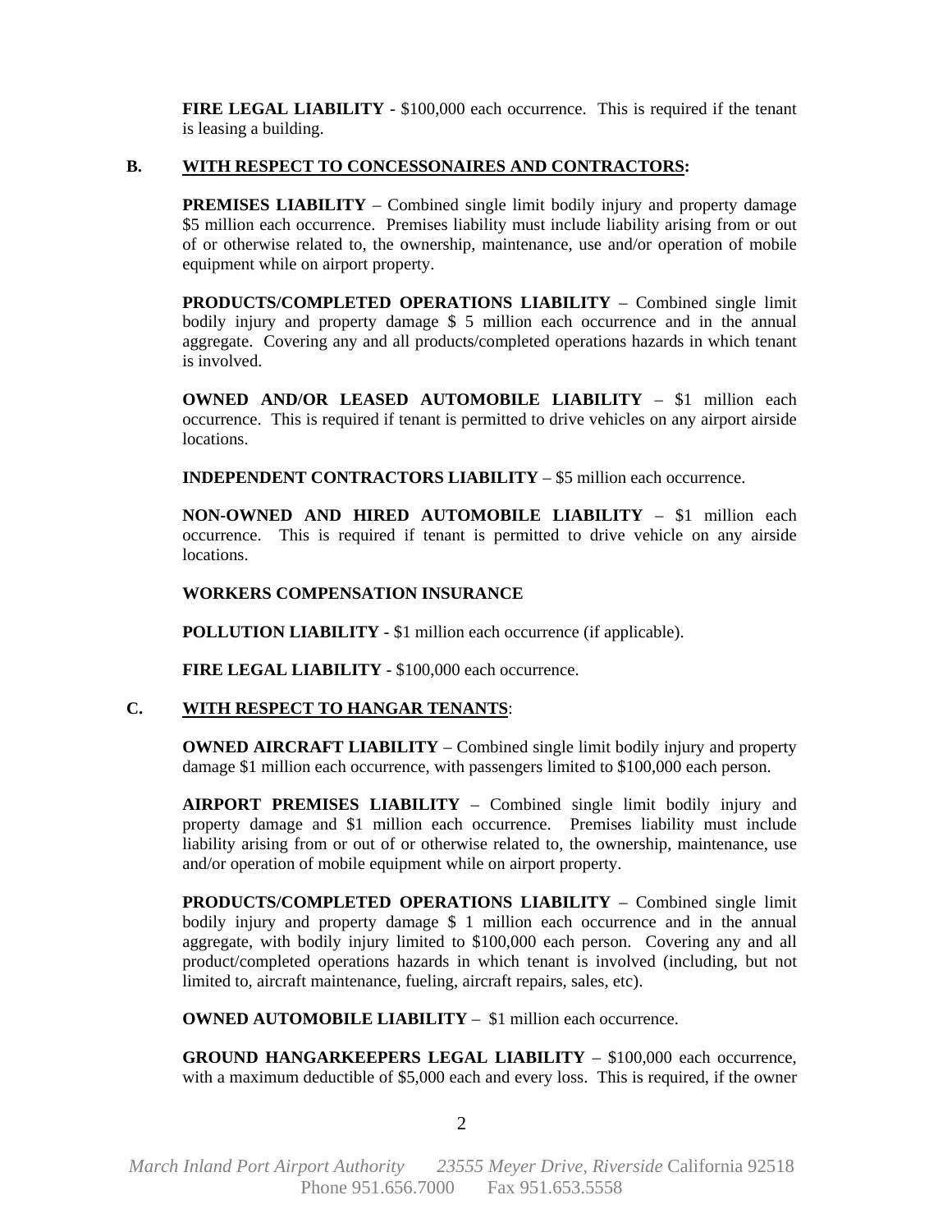**FIRE LEGAL LIABILITY** - $100,000 each occurrence. This is required if the tenant is leasing a building.

**B. <u>WITH RESPECT TO CONCESSONAIRES AND CONTRACTORS</u>:**

**PREMISES LIABILITY** – Combined single limit bodily injury and property damage $5 million each occurrence. Premises liability must include liability arising from or out of or otherwise related to, the ownership, maintenance, use and/or operation of mobile equipment while on airport property.

**PRODUCTS/COMPLETED OPERATIONS LIABILITY** – Combined single limit bodily injury and property damage $ 5 million each occurrence and in the annual aggregate. Covering any and all products/completed operations hazards in which tenant is involved.

**OWNED AND/OR LEASED AUTOMOBILE LIABILITY** – $1 million each occurrence. This is required if tenant is permitted to drive vehicles on any airport airside locations.

**INDEPENDENT CONTRACTORS LIABILITY** – $5 million each occurrence.

**NON-OWNED AND HIRED AUTOMOBILE LIABILITY** – $1 million each occurrence. This is required if tenant is permitted to drive vehicle on any airside locations.

**WORKERS COMPENSATION INSURANCE**

**POLLUTION LIABILITY** - $1 million each occurrence (if applicable).

**FIRE LEGAL LIABILITY** - $100,000 each occurrence.

**C. <u>WITH RESPECT TO HANGAR TENANTS</u>:**

**OWNED AIRCRAFT LIABILITY** – Combined single limit bodily injury and property damage $1 million each occurrence, with passengers limited to $100,000 each person.

**AIRPORT PREMISES LIABILITY** – Combined single limit bodily injury and property damage and $1 million each occurrence. Premises liability must include liability arising from or out of or otherwise related to, the ownership, maintenance, use and/or operation of mobile equipment while on airport property.

**PRODUCTS/COMPLETED OPERATIONS LIABILITY** – Combined single limit bodily injury and property damage $ 1 million each occurrence and in the annual aggregate, with bodily injury limited to $100,000 each person. Covering any and all product/completed operations hazards in which tenant is involved (including, but not limited to, aircraft maintenance, fueling, aircraft repairs, sales, etc).

**OWNED AUTOMOBILE LIABILITY** – $1 million each occurrence.

**GROUND HANGARKEEPERS LEGAL LIABILITY** – $100,000 each occurrence, with a maximum deductible of $5,000 each and every loss. This is required, if the owner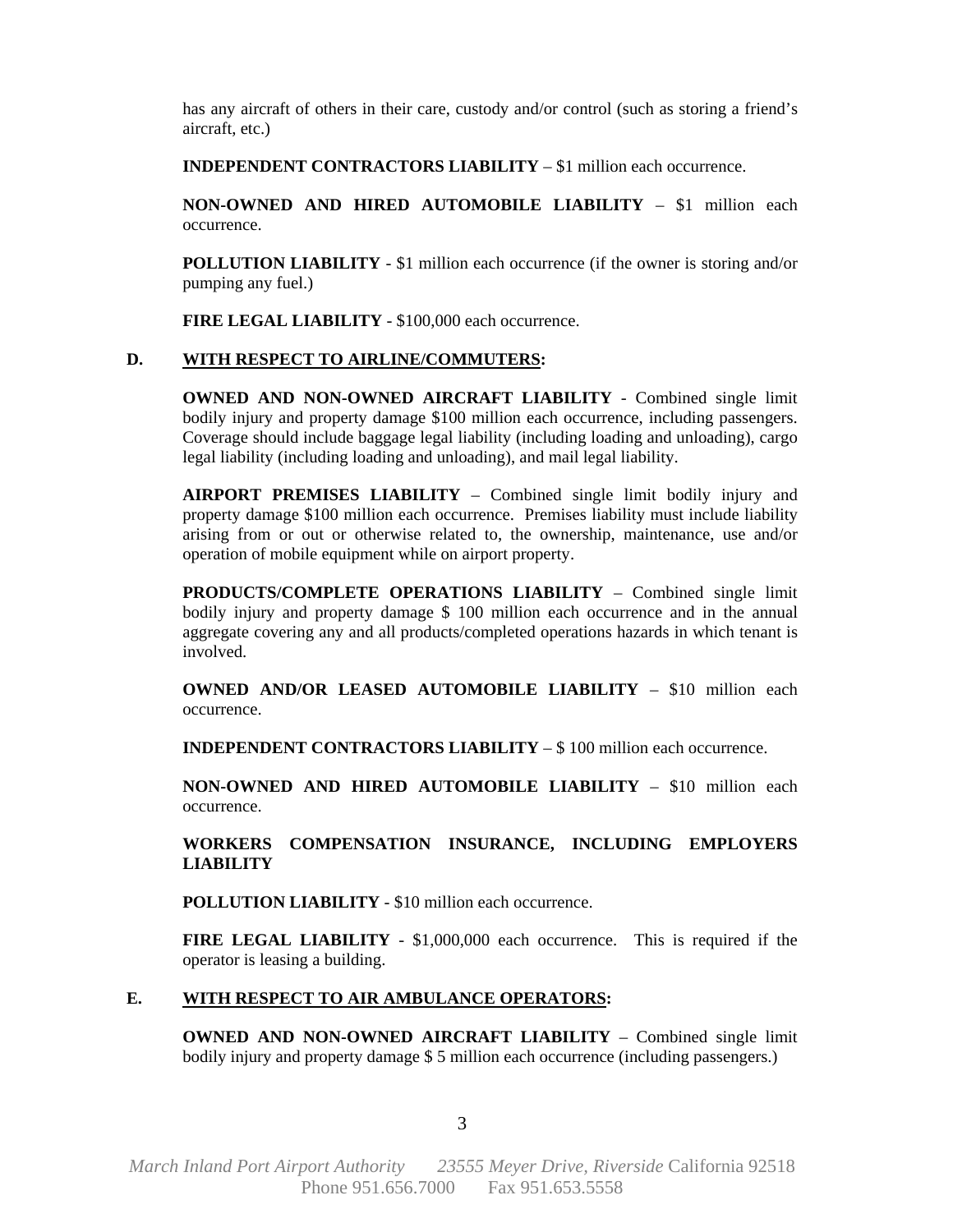has any aircraft of others in their care, custody and/or control (such as storing a friend's aircraft, etc.)

**INDEPENDENT CONTRACTORS LIABILITY** – $1 million each occurrence.

**NON-OWNED AND HIRED AUTOMOBILE LIABILITY** – $1 million each occurrence.

**POLLUTION LIABILITY** - $1 million each occurrence (if the owner is storing and/or pumping any fuel.)

**FIRE LEGAL LIABILITY** - $100,000 each occurrence.

**D. WITH RESPECT TO AIRLINE/COMMUTERS:**

**OWNED AND NON-OWNED AIRCRAFT LIABILITY** - Combined single limit bodily injury and property damage $100 million each occurrence, including passengers. Coverage should include baggage legal liability (including loading and unloading), cargo legal liability (including loading and unloading), and mail legal liability.

**AIRPORT PREMISES LIABILITY** – Combined single limit bodily injury and property damage $100 million each occurrence. Premises liability must include liability arising from or out or otherwise related to, the ownership, maintenance, use and/or operation of mobile equipment while on airport property.

**PRODUCTS/COMPLETE OPERATIONS LIABILITY** – Combined single limit bodily injury and property damage $ 100 million each occurrence and in the annual aggregate covering any and all products/completed operations hazards in which tenant is involved.

**OWNED AND/OR LEASED AUTOMOBILE LIABILITY** – $10 million each occurrence.

**INDEPENDENT CONTRACTORS LIABILITY** – $ 100 million each occurrence.

**NON-OWNED AND HIRED AUTOMOBILE LIABILITY** – $10 million each occurrence.

**WORKERS COMPENSATION INSURANCE, INCLUDING EMPLOYERS LIABILITY**

**POLLUTION LIABILITY** - $10 million each occurrence.

**FIRE LEGAL LIABILITY** - $1,000,000 each occurrence. This is required if the operator is leasing a building.

**E. WITH RESPECT TO AIR AMBULANCE OPERATORS:**

**OWNED AND NON-OWNED AIRCRAFT LIABILITY** – Combined single limit bodily injury and property damage $ 5 million each occurrence (including passengers.)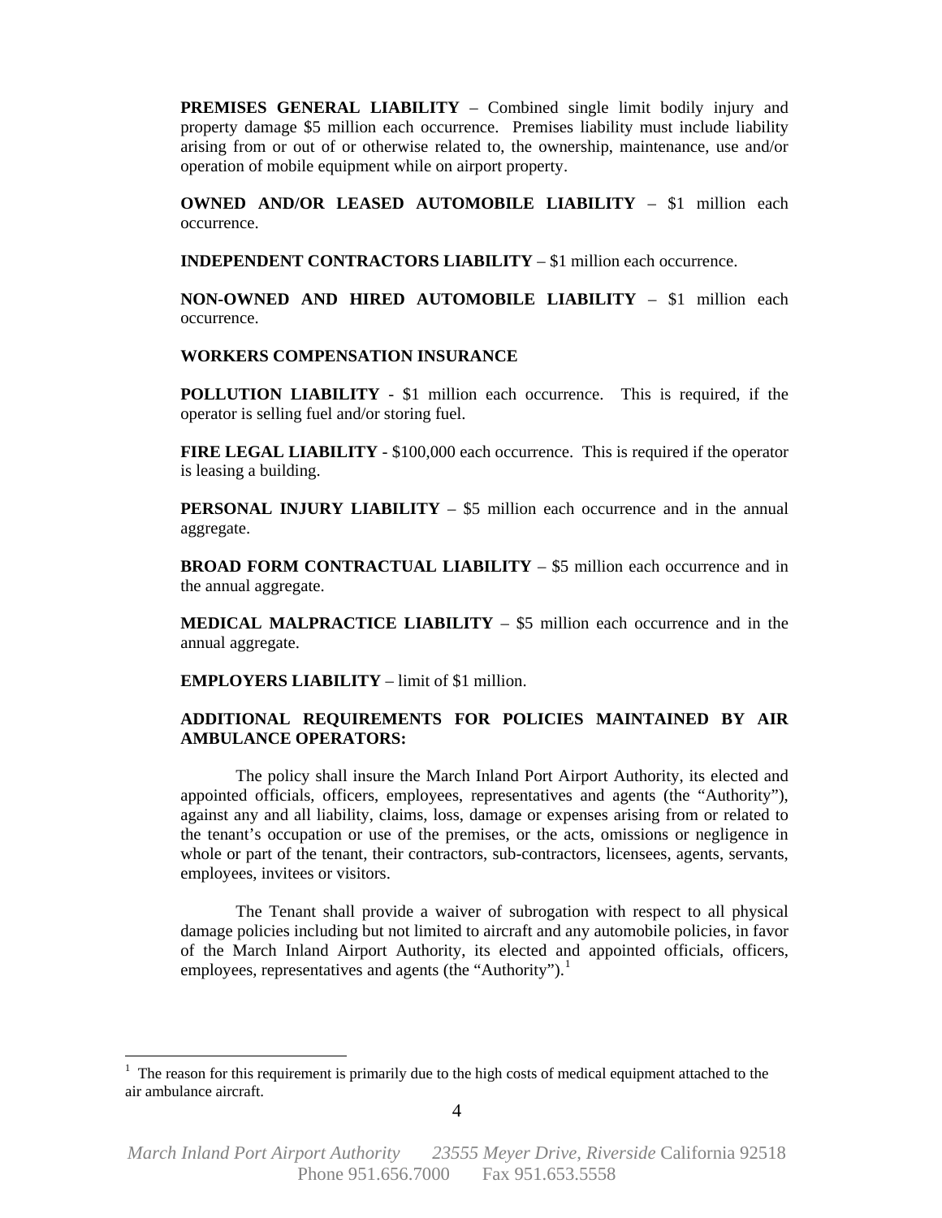**PREMISES GENERAL LIABILITY** – Combined single limit bodily injury and property damage $5 million each occurrence. Premises liability must include liability arising from or out of or otherwise related to, the ownership, maintenance, use and/or operation of mobile equipment while on airport property.

**OWNED AND/OR LEASED AUTOMOBILE LIABILITY** – $1 million each occurrence.

**INDEPENDENT CONTRACTORS LIABILITY** – $1 million each occurrence.

**NON-OWNED AND HIRED AUTOMOBILE LIABILITY** – $1 million each occurrence.

**WORKERS COMPENSATION INSURANCE**

**POLLUTION LIABILITY** - $1 million each occurrence. This is required, if the operator is selling fuel and/or storing fuel.

**FIRE LEGAL LIABILITY** - $100,000 each occurrence. This is required if the operator is leasing a building.

**PERSONAL INJURY LIABILITY** – $5 million each occurrence and in the annual aggregate.

**BROAD FORM CONTRACTUAL LIABILITY** – $5 million each occurrence and in the annual aggregate.

**MEDICAL MALPRACTICE LIABILITY** – $5 million each occurrence and in the annual aggregate.

**EMPLOYERS LIABILITY** – limit of $1 million.

**ADDITIONAL REQUIREMENTS FOR POLICIES MAINTAINED BY AIR AMBULANCE OPERATORS:**

The policy shall insure the March Inland Port Airport Authority, its elected and appointed officials, officers, employees, representatives and agents (the "Authority"), against any and all liability, claims, loss, damage or expenses arising from or related to the tenant's occupation or use of the premises, or the acts, omissions or negligence in whole or part of the tenant, their contractors, sub-contractors, licensees, agents, servants, employees, invitees or visitors.

The Tenant shall provide a waiver of subrogation with respect to all physical damage policies including but not limited to aircraft and any automobile policies, in favor of the March Inland Airport Authority, its elected and appointed officials, officers, employees, representatives and agents (the "Authority").[1]

---

[1] The reason for this requirement is primarily due to the high costs of medical equipment attached to the air ambulance aircraft.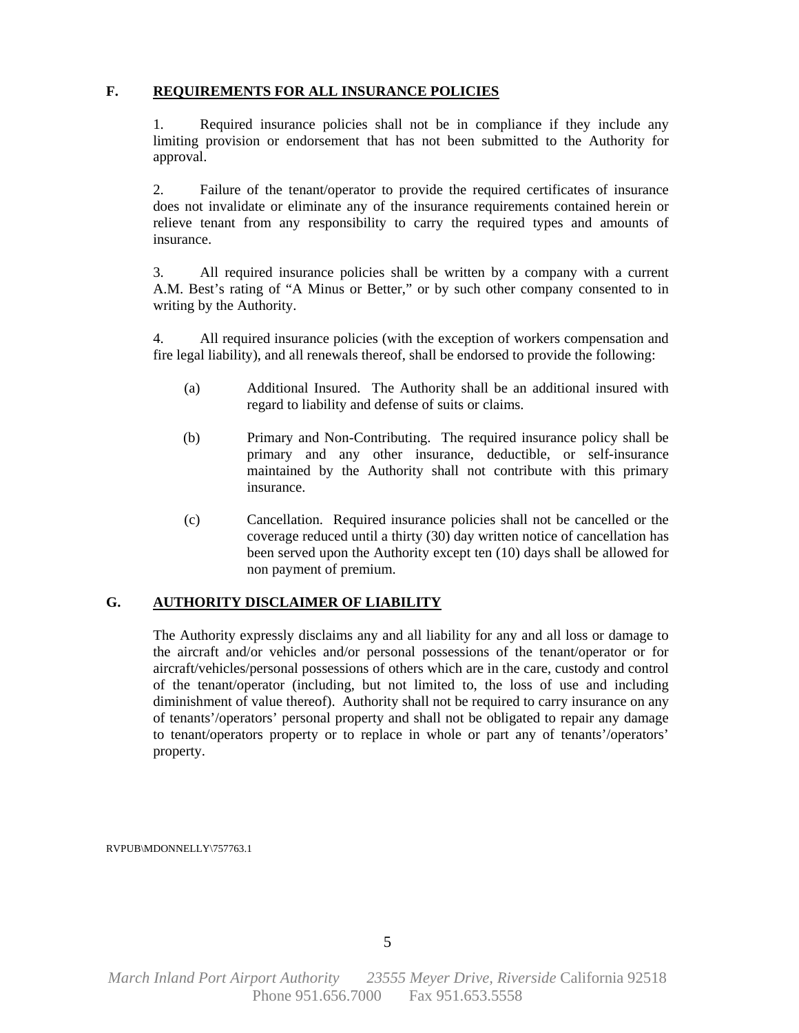## F. REQUIREMENTS FOR ALL INSURANCE POLICIES

1. Required insurance policies shall not be in compliance if they include any limiting provision or endorsement that has not been submitted to the Authority for approval.

2. Failure of the tenant/operator to provide the required certificates of insurance does not invalidate or eliminate any of the insurance requirements contained herein or relieve tenant from any responsibility to carry the required types and amounts of insurance.

3. All required insurance policies shall be written by a company with a current A.M. Best's rating of "A Minus or Better," or by such other company consented to in writing by the Authority.

4. All required insurance policies (with the exception of workers compensation and fire legal liability), and all renewals thereof, shall be endorsed to provide the following:

(a) Additional Insured. The Authority shall be an additional insured with regard to liability and defense of suits or claims.

(b) Primary and Non-Contributing. The required insurance policy shall be primary and any other insurance, deductible, or self-insurance maintained by the Authority shall not contribute with this primary insurance.

(c) Cancellation. Required insurance policies shall not be cancelled or the coverage reduced until a thirty (30) day written notice of cancellation has been served upon the Authority except ten (10) days shall be allowed for non payment of premium.

## G. AUTHORITY DISCLAIMER OF LIABILITY

The Authority expressly disclaims any and all liability for any and all loss or damage to the aircraft and/or vehicles and/or personal possessions of the tenant/operator or for aircraft/vehicles/personal possessions of others which are in the care, custody and control of the tenant/operator (including, but not limited to, the loss of use and including diminishment of value thereof). Authority shall not be required to carry insurance on any of tenants'/operators' personal property and shall not be obligated to repair any damage to tenant/operators property or to replace in whole or part any of tenants'/operators' property.

RVPUB\MDONNELLY\757763.1